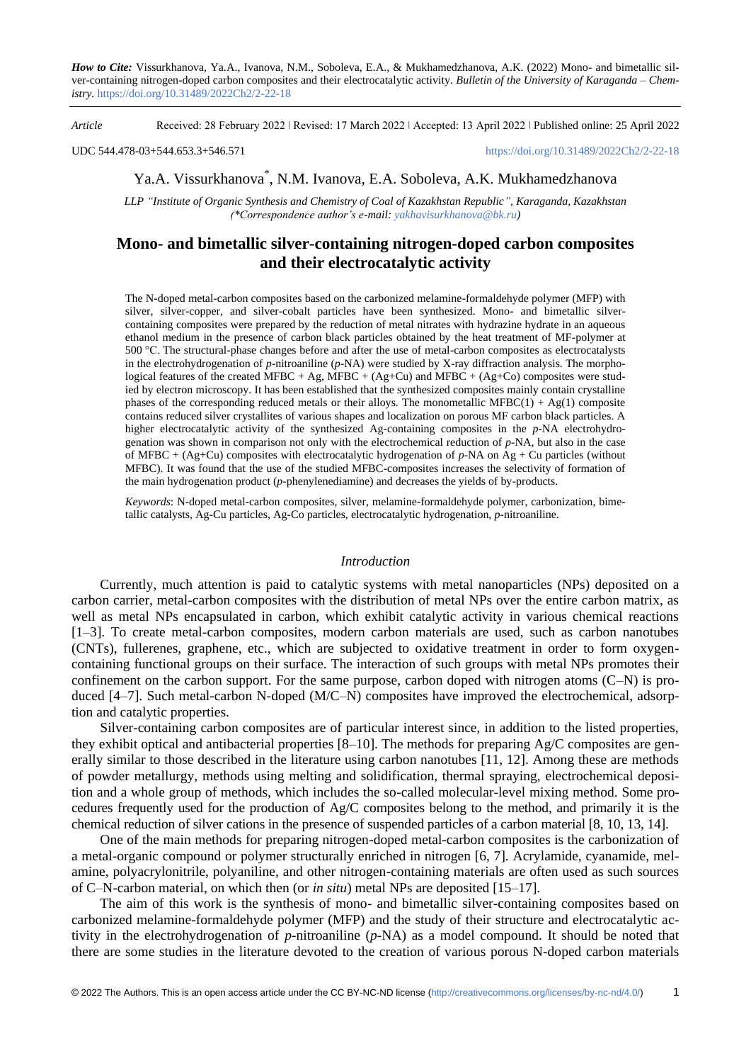*How to Cite:* Vissurkhanova, Ya.A., Ivanova, N.M., Soboleva, E.A., & Mukhamedzhanova, A.K. (2022) Mono- and bimetallic silver-containing nitrogen-doped carbon composites and their electrocatalytic activity. *Bulletin of the University of Karaganda – Chemistry.* https://doi.org/10.31489/2022Ch2/2-22-18

*Article* Received: 28 February 2022 ǀ Revised: 17 March 2022 ǀ Accepted: 13 April 2022 ǀ Published online: 25 April 2022

UDC 544.478-03+544.653.3+546.571 https://doi.org/10.31489/2022Ch2/2-22-18

Ya.A. Vissurkhanova*, N.M. Ivanova, E.A. Soboleva, A.K. Mukhamedzhanova

*LLP "Institute of Organic Synthesis and Chemistry of Coal of Kazakhstan Republic", Karaganda, Kazakhstan (\*Correspondence author's e-mail: yakhavisurkhanova@bk.ru)*

# Mono- and bimetallic silver-containing nitrogen-doped carbon composites and their electrocatalytic activity

The N-doped metal-carbon composites based on the carbonized melamine-formaldehyde polymer (MFP) with silver, silver-copper, and silver-cobalt particles have been synthesized. Mono- and bimetallic silver-containing composites were prepared by the reduction of metal nitrates with hydrazine hydrate in an aqueous ethanol medium in the presence of carbon black particles obtained by the heat treatment of MF-polymer at 500 °C. The structural-phase changes before and after the use of metal-carbon composites as electrocatalysts in the electrohydrogenation of *p*-nitroaniline (*p*-NA) were studied by X-ray diffraction analysis. The morphological features of the created MFBC + Ag, MFBC + (Ag+Cu) and MFBC + (Ag+Co) composites were studied by electron microscopy. It has been established that the synthesized composites mainly contain crystalline phases of the corresponding reduced metals or their alloys. The monometallic MFBC(1) + Ag(1) composite contains reduced silver crystallites of various shapes and localization on porous MF carbon black particles. A higher electrocatalytic activity of the synthesized Ag-containing composites in the *p*-NA electrohydrogenation was shown in comparison not only with the electrochemical reduction of *p*-NA, but also in the case of MFBC + (Ag+Cu) composites with electrocatalytic hydrogenation of *p*-NA on Ag + Cu particles (without MFBC). It was found that the use of the studied MFBC-composites increases the selectivity of formation of the main hydrogenation product (*p*-phenylenediamine) and decreases the yields of by-products.

*Keywords*: N-doped metal-carbon composites, silver, melamine-formaldehyde polymer, carbonization, bimetallic catalysts, Ag-Cu particles, Ag-Co particles, electrocatalytic hydrogenation, *p*-nitroaniline.

## *Introduction*

Currently, much attention is paid to catalytic systems with metal nanoparticles (NPs) deposited on a carbon carrier, metal-carbon composites with the distribution of metal NPs over the entire carbon matrix, as well as metal NPs encapsulated in carbon, which exhibit catalytic activity in various chemical reactions [1–3]. To create metal-carbon composites, modern carbon materials are used, such as carbon nanotubes (CNTs), fullerenes, graphene, etc., which are subjected to oxidative treatment in order to form oxygen-containing functional groups on their surface. The interaction of such groups with metal NPs promotes their confinement on the carbon support. For the same purpose, carbon doped with nitrogen atoms (C–N) is produced [4–7]. Such metal-carbon N-doped (M/C–N) composites have improved the electrochemical, adsorption and catalytic properties.

Silver-containing carbon composites are of particular interest since, in addition to the listed properties, they exhibit optical and antibacterial properties [8–10]. The methods for preparing Ag/C composites are generally similar to those described in the literature using carbon nanotubes [11, 12]. Among these are methods of powder metallurgy, methods using melting and solidification, thermal spraying, electrochemical deposition and a whole group of methods, which includes the so-called molecular-level mixing method. Some procedures frequently used for the production of Ag/C composites belong to the method, and primarily it is the chemical reduction of silver cations in the presence of suspended particles of a carbon material [8, 10, 13, 14].

One of the main methods for preparing nitrogen-doped metal-carbon composites is the carbonization of a metal-organic compound or polymer structurally enriched in nitrogen [6, 7]. Acrylamide, cyanamide, melamine, polyacrylonitrile, polyaniline, and other nitrogen-containing materials are often used as such sources of C–N-carbon material, on which then (or *in situ*) metal NPs are deposited [15–17].

The aim of this work is the synthesis of mono- and bimetallic silver-containing composites based on carbonized melamine-formaldehyde polymer (MFP) and the study of their structure and electrocatalytic activity in the electrohydrogenation of *p*-nitroaniline (*p*-NA) as a model compound. It should be noted that there are some studies in the literature devoted to the creation of various porous N-doped carbon materials

© 2022 The Authors. This is an open access article under the CC BY-NC-ND license (http://creativecommons.org/licenses/by-nc-nd/4.0/)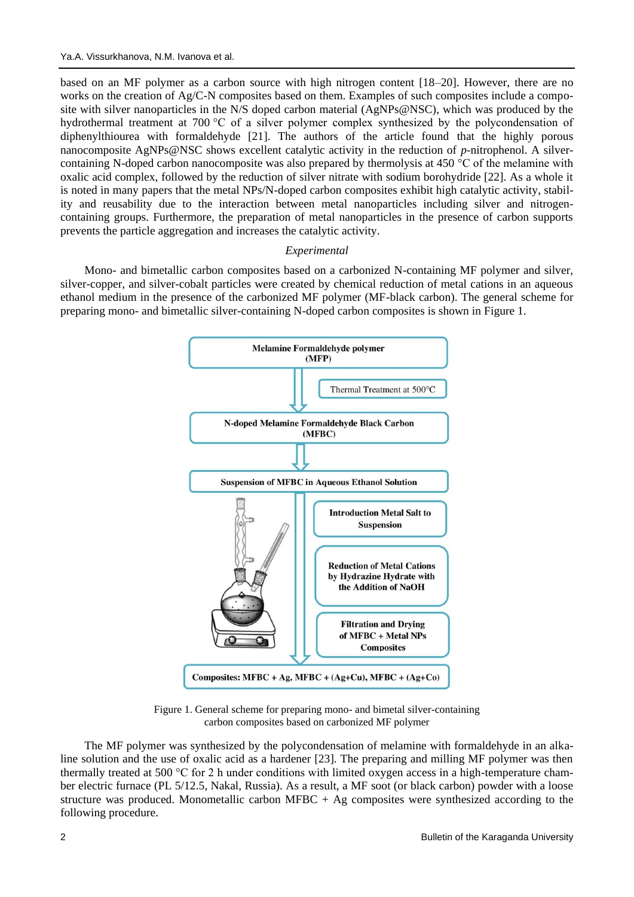based on an MF polymer as a carbon source with high nitrogen content [18–20]. However, there are no works on the creation of Ag/C-N composites based on them. Examples of such composites include a composite with silver nanoparticles in the N/S doped carbon material (AgNPs@NSC), which was produced by the hydrothermal treatment at 700 °C of a silver polymer complex synthesized by the polycondensation of diphenylthiourea with formaldehyde [21]. The authors of the article found that the highly porous nanocomposite AgNPs@NSC shows excellent catalytic activity in the reduction of *p*-nitrophenol. A silver-containing N-doped carbon nanocomposite was also prepared by thermolysis at 450 °C of the melamine with oxalic acid complex, followed by the reduction of silver nitrate with sodium borohydride [22]. As a whole it is noted in many papers that the metal NPs/N-doped carbon composites exhibit high catalytic activity, stability and reusability due to the interaction between metal nanoparticles including silver and nitrogen-containing groups. Furthermore, the preparation of metal nanoparticles in the presence of carbon supports prevents the particle aggregation and increases the catalytic activity.

## *Experimental*

Mono- and bimetallic carbon composites based on a carbonized N-containing MF polymer and silver, silver-copper, and silver-cobalt particles were created by chemical reduction of metal cations in an aqueous ethanol medium in the presence of the carbonized MF polymer (MF-black carbon). The general scheme for preparing mono- and bimetallic silver-containing N-doped carbon composites is shown in Figure 1.

**Melamine Formaldehyde polymer (MFP)**

↓ Thermal Treatment at 500°C

**N-doped Melamine Formaldehyde Black Carbon (MFBC)**

↓

**Suspension of MFBC in Aqueous Ethanol Solution**

↓ **Introduction Metal Salt to Suspension**; **Reduction of Metal Cations by Hydrazine Hydrate with the Addition of NaOH**; **Filtration and Drying of MFBC + Metal NPs Composites**

**Composites: MFBC + Ag, MFBC + (Ag+Cu), MFBC + (Ag+Co)**

Figure 1. General scheme for preparing mono- and bimetal silver-containing carbon composites based on carbonized MF polymer

The MF polymer was synthesized by the polycondensation of melamine with formaldehyde in an alkaline solution and the use of oxalic acid as a hardener [23]. The preparing and milling MF polymer was then thermally treated at 500 °C for 2 h under conditions with limited oxygen access in a high-temperature chamber electric furnace (PL 5/12.5, Nakal, Russia). As a result, a MF soot (or black carbon) powder with a loose structure was produced. Monometallic carbon MFBC + Ag composites were synthesized according to the following procedure.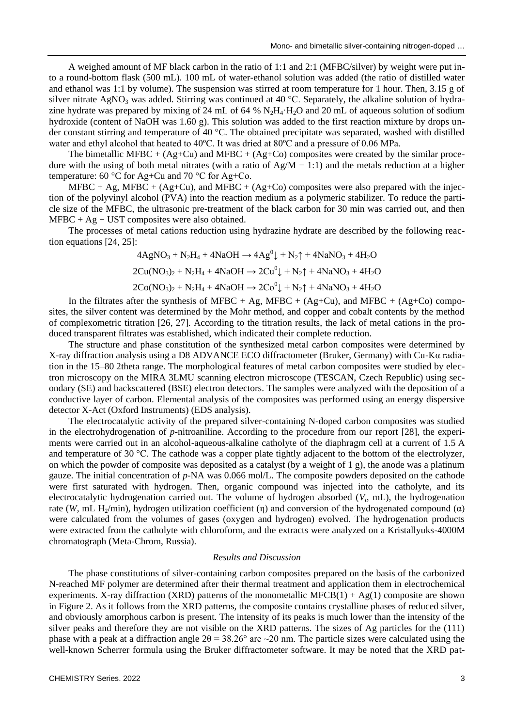A weighed amount of MF black carbon in the ratio of 1:1 and 2:1 (MFBC/silver) by weight were put into a round-bottom flask (500 mL). 100 mL of water-ethanol solution was added (the ratio of distilled water and ethanol was 1:1 by volume). The suspension was stirred at room temperature for 1 hour. Then, 3.15 g of silver nitrate $AgNO_3$ was added. Stirring was continued at 40 °C. Separately, the alkaline solution of hydrazine hydrate was prepared by mixing of 24 mL of 64 % $N_2H_4 \cdot H_2O$ and 20 mL of aqueous solution of sodium hydroxide (content of NaOH was 1.60 g). This solution was added to the first reaction mixture by drops under constant stirring and temperature of 40 °C. The obtained precipitate was separated, washed with distilled water and ethyl alcohol that heated to 40ºC. It was dried at 80ºC and a pressure of 0.06 MPa.

The bimetallic MFBC + (Ag+Cu) and MFBC + (Ag+Co) composites were created by the similar procedure with the using of both metal nitrates (with a ratio of Ag/M = 1:1) and the metals reduction at a higher temperature: 60 °C for Ag+Cu and 70 °C for Ag+Co.

MFBC + Ag, MFBC + (Ag+Cu), and MFBC + (Ag+Co) composites were also prepared with the injection of the polyvinyl alcohol (PVA) into the reaction medium as a polymeric stabilizer. To reduce the particle size of the MFBC, the ultrasonic pre-treatment of the black carbon for 30 min was carried out, and then MFBC + Ag + UST composites were also obtained.

The processes of metal cations reduction using hydrazine hydrate are described by the following reaction equations [24, 25]:

$$4AgNO_3 + N_2H_4 + 4NaOH \rightarrow 4Ag^0\downarrow + N_2\uparrow + 4NaNO_3 + 4H_2O$$

$$2Cu(NO_3)_2 + N_2H_4 + 4NaOH \rightarrow 2Cu^0\downarrow + N_2\uparrow + 4NaNO_3 + 4H_2O$$

$$2Co(NO_3)_2 + N_2H_4 + 4NaOH \rightarrow 2Co^0\downarrow + N_2\uparrow + 4NaNO_3 + 4H_2O$$

In the filtrates after the synthesis of MFBC + Ag, MFBC + (Ag+Cu), and MFBC + (Ag+Co) composites, the silver content was determined by the Mohr method, and copper and cobalt contents by the method of complexometric titration [26, 27]. According to the titration results, the lack of metal cations in the produced transparent filtrates was established, which indicated their complete reduction.

The structure and phase constitution of the synthesized metal carbon composites were determined by X-ray diffraction analysis using a D8 ADVANCE ECO diffractometer (Bruker, Germany) with Cu-Kα radiation in the 15–80 2theta range. The morphological features of metal carbon composites were studied by electron microscopy on the MIRA 3LMU scanning electron microscope (TESCAN, Czech Republic) using secondary (SE) and backscattered (BSE) electron detectors. The samples were analyzed with the deposition of a conductive layer of carbon. Elemental analysis of the composites was performed using an energy dispersive detector X-Act (Oxford Instruments) (EDS analysis).

The electrocatalytic activity of the prepared silver-containing N-doped carbon composites was studied in the electrohydrogenation of *p*-nitroaniline. According to the procedure from our report [28], the experiments were carried out in an alcohol-aqueous-alkaline catholyte of the diaphragm cell at a current of 1.5 A and temperature of 30 °C. The cathode was a copper plate tightly adjacent to the bottom of the electrolyzer, on which the powder of composite was deposited as a catalyst (by a weight of 1 g), the anode was a platinum gauze. The initial concentration of *p*-NA was 0.066 mol/L. The composite powders deposited on the cathode were first saturated with hydrogen. Then, organic compound was injected into the catholyte, and its electrocatalytic hydrogenation carried out. The volume of hydrogen absorbed ($V_t$, mL), the hydrogenation rate ($W$, mL $H_2$/min), hydrogen utilization coefficient ($\eta$) and conversion of the hydrogenated compound ($\alpha$) were calculated from the volumes of gases (oxygen and hydrogen) evolved. The hydrogenation products were extracted from the catholyte with chloroform, and the extracts were analyzed on a Kristallyuks-4000M chromatograph (Meta-Chrom, Russia).

### *Results and Discussion*

The phase constitutions of silver-containing carbon composites prepared on the basis of the carbonized N-reached MF polymer are determined after their thermal treatment and application them in electrochemical experiments. X-ray diffraction (XRD) patterns of the monometallic MFCB(1) + Ag(1) composite are shown in Figure 2. As it follows from the XRD patterns, the composite contains crystalline phases of reduced silver, and obviously amorphous carbon is present. The intensity of its peaks is much lower than the intensity of the silver peaks and therefore they are not visible on the XRD patterns. The sizes of Ag particles for the (111) phase with a peak at a diffraction angle $2\theta = 38.26°$ are ~20 nm. The particle sizes were calculated using the well-known Scherrer formula using the Bruker diffractometer software. It may be noted that the XRD pat-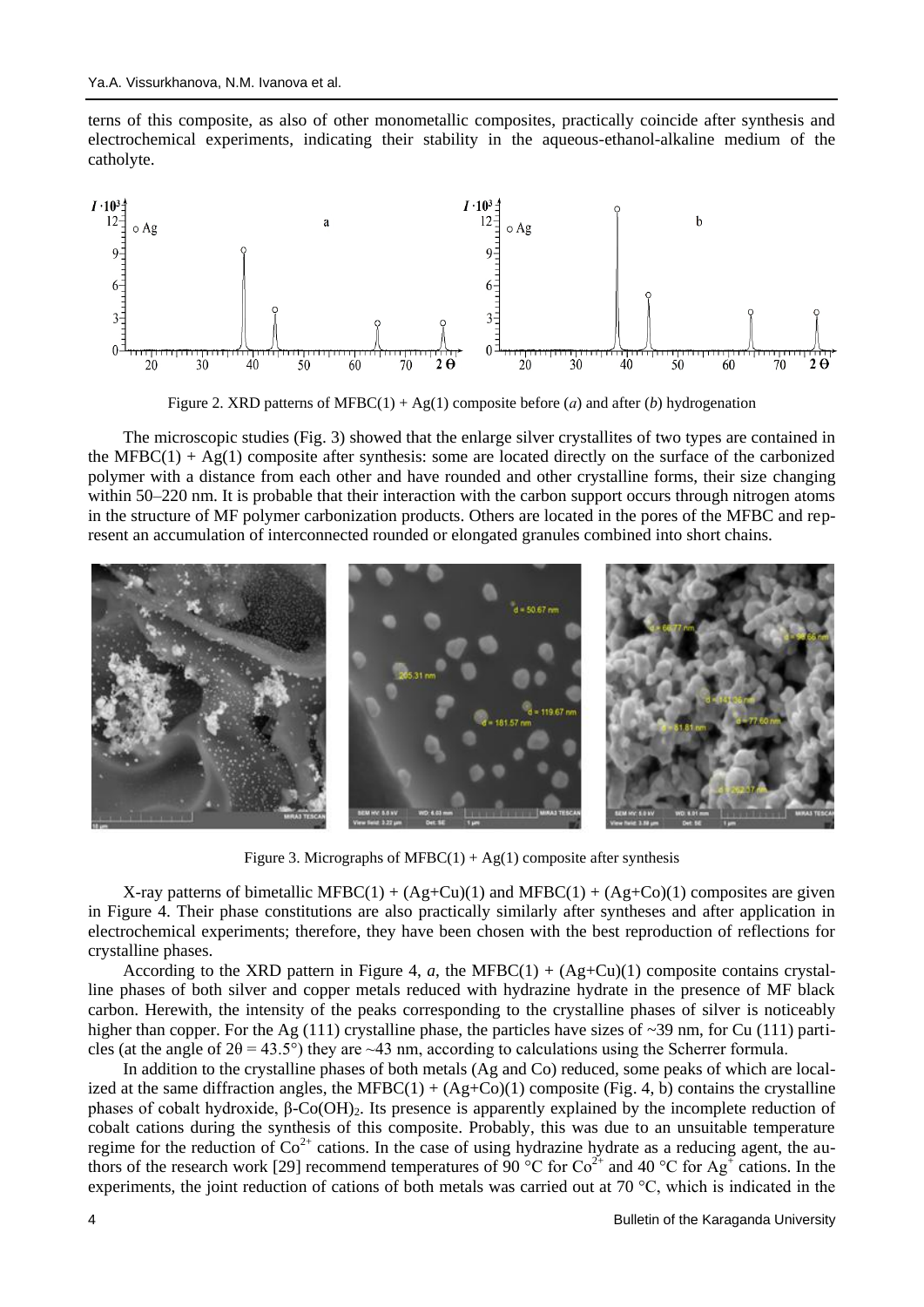terns of this composite, as also of other monometallic composites, practically coincide after synthesis and electrochemical experiments, indicating their stability in the aqueous-ethanol-alkaline medium of the catholyte.

Figure 2. XRD patterns of MFBC(1) + Ag(1) composite before (*a*) and after (*b*) hydrogenation

The microscopic studies (Fig. 3) showed that the enlarge silver crystallites of two types are contained in the MFBC(1) + Ag(1) composite after synthesis: some are located directly on the surface of the carbonized polymer with a distance from each other and have rounded and other crystalline forms, their size changing within 50–220 nm. It is probable that their interaction with the carbon support occurs through nitrogen atoms in the structure of MF polymer carbonization products. Others are located in the pores of the MFBC and represent an accumulation of interconnected rounded or elongated granules combined into short chains.

Figure 3. Micrographs of MFBC(1) + Ag(1) composite after synthesis

X-ray patterns of bimetallic MFBC(1) + (Ag+Cu)(1) and MFBC(1) + (Ag+Co)(1) composites are given in Figure 4. Their phase constitutions are also practically similarly after syntheses and after application in electrochemical experiments; therefore, they have been chosen with the best reproduction of reflections for crystalline phases.

According to the XRD pattern in Figure 4, *a*, the MFBC(1) + (Ag+Cu)(1) composite contains crystalline phases of both silver and copper metals reduced with hydrazine hydrate in the presence of MF black carbon. Herewith, the intensity of the peaks corresponding to the crystalline phases of silver is noticeably higher than copper. For the Ag (111) crystalline phase, the particles have sizes of ~39 nm, for Cu (111) particles (at the angle of $2\theta = 43.5°$) they are ~43 nm, according to calculations using the Scherrer formula.

In addition to the crystalline phases of both metals (Ag and Co) reduced, some peaks of which are localized at the same diffraction angles, the MFBC(1) + (Ag+Co)(1) composite (Fig. 4, b) contains the crystalline phases of cobalt hydroxide, β-$Co(OH)_2$. Its presence is apparently explained by the incomplete reduction of cobalt cations during the synthesis of this composite. Probably, this was due to an unsuitable temperature regime for the reduction of $Co^{2+}$ cations. In the case of using hydrazine hydrate as a reducing agent, the authors of the research work [29] recommend temperatures of 90 °C for $Co^{2+}$ and 40 °C for $Ag^{+}$ cations. In the experiments, the joint reduction of cations of both metals was carried out at 70 °C, which is indicated in the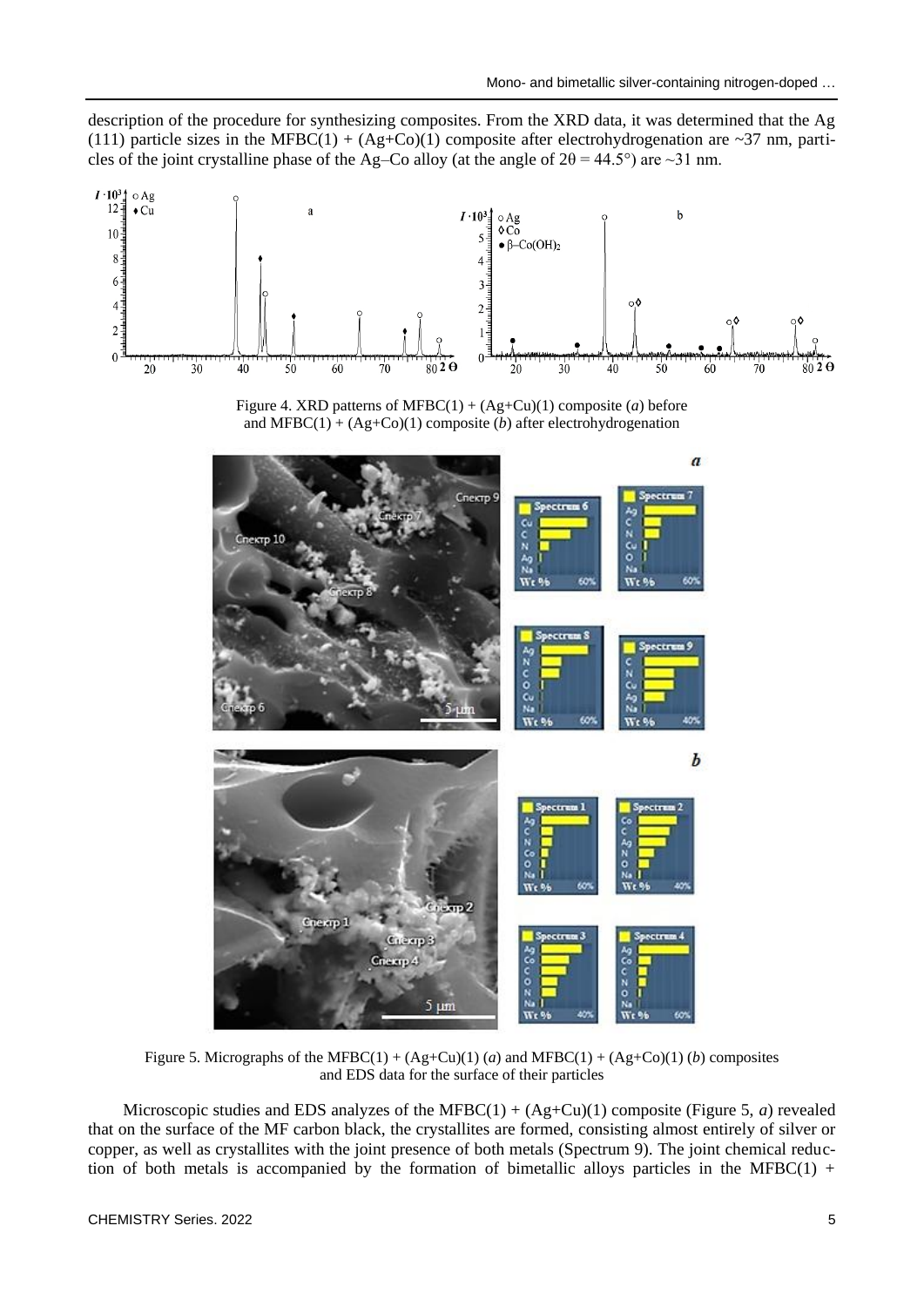description of the procedure for synthesizing composites. From the XRD data, it was determined that the Ag (111) particle sizes in the MFBC(1) + (Ag+Co)(1) composite after electrohydrogenation are ~37 nm, particles of the joint crystalline phase of the Ag–Co alloy (at the angle of $2\theta = 44.5°$) are ~31 nm.

Figure 4. XRD patterns of MFBC(1) + (Ag+Cu)(1) composite (*a*) before and MFBC(1) + (Ag+Co)(1) composite (*b*) after electrohydrogenation

Figure 5. Micrographs of the MFBC(1) + (Ag+Cu)(1) (*a*) and MFBC(1) + (Ag+Co)(1) (*b*) composites and EDS data for the surface of their particles

Microscopic studies and EDS analyzes of the MFBC(1) + (Ag+Cu)(1) composite (Figure 5, *a*) revealed that on the surface of the MF carbon black, the crystallites are formed, consisting almost entirely of silver or copper, as well as crystallites with the joint presence of both metals (Spectrum 9). The joint chemical reduction of both metals is accompanied by the formation of bimetallic alloys particles in the MFBC(1) +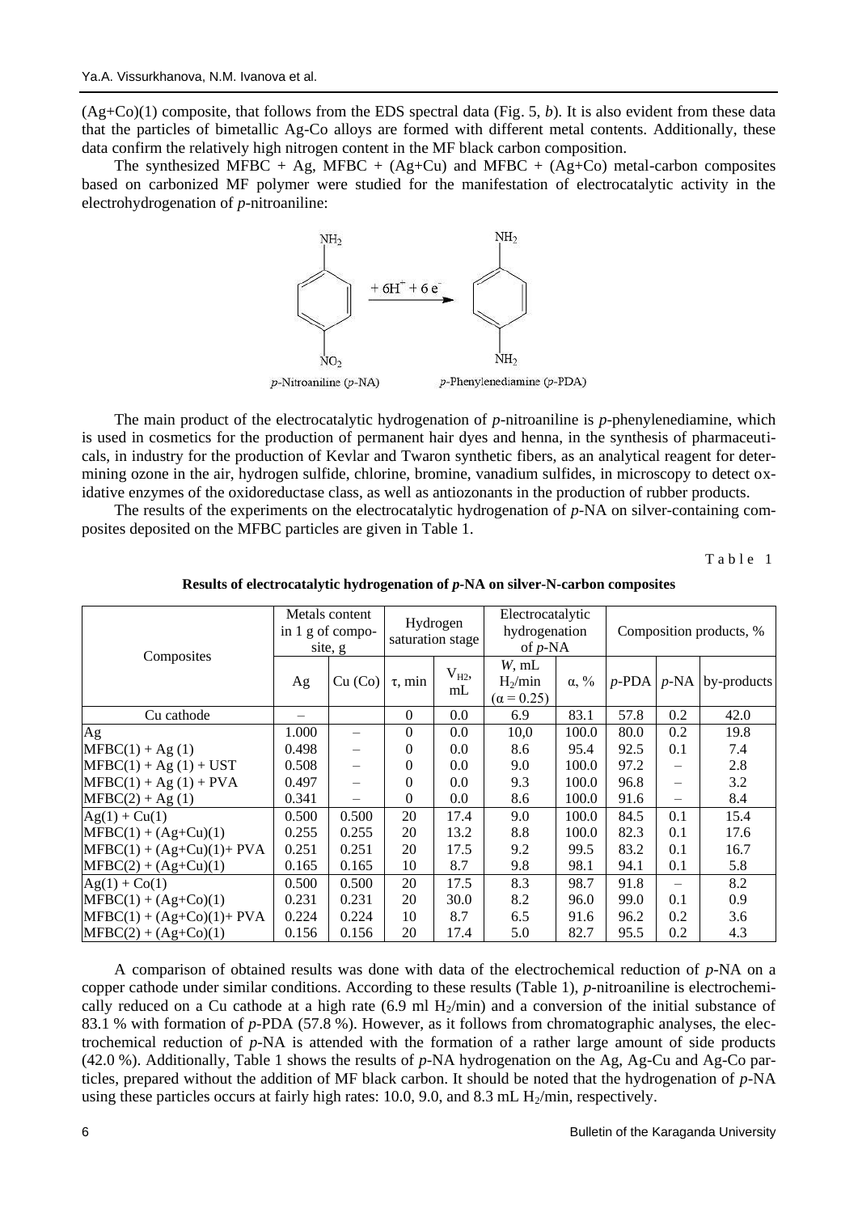(Ag+Co)(1) composite, that follows from the EDS spectral data (Fig. 5, *b*). It is also evident from these data that the particles of bimetallic Ag-Co alloys are formed with different metal contents. Additionally, these data confirm the relatively high nitrogen content in the MF black carbon composition.

The synthesized MFBC + Ag, MFBC + (Ag+Cu) and MFBC + (Ag+Co) metal-carbon composites based on carbonized MF polymer were studied for the manifestation of electrocatalytic activity in the electrohydrogenation of *p*-nitroaniline:

$$p\text{-Nitroaniline } (p\text{-NA}) \xrightarrow{+ 6H^+ + 6e^-} p\text{-Phenylenediamine } (p\text{-PDA})$$

The main product of the electrocatalytic hydrogenation of *p*-nitroaniline is *p*-phenylenediamine, which is used in cosmetics for the production of permanent hair dyes and henna, in the synthesis of pharmaceuticals, in industry for the production of Kevlar and Twaron synthetic fibers, as an analytical reagent for determining ozone in the air, hydrogen sulfide, chlorine, bromine, vanadium sulfides, in microscopy to detect oxidative enzymes of the oxidoreductase class, as well as antiozonants in the production of rubber products.

The results of the experiments on the electrocatalytic hydrogenation of *p*-NA on silver-containing composites deposited on the MFBC particles are given in Table 1.

Table 1

**Results of electrocatalytic hydrogenation of *p*-NA on silver-N-carbon composites**

| Composites | Metals content in 1 g of composite, g | | Hydrogen saturation stage | | Electrocatalytic hydrogenation of *p*-NA | | Composition products, % | | |
|---|---|---|---|---|---|---|---|---|---|
| | Ag | Cu (Co) | τ, min | $V_{H2}$, mL | *W*, mL $H_2$/min (α = 0.25) | α, % | *p*-PDA | *p*-NA | by-products |
| Cu cathode | – | | 0 | 0.0 | 6.9 | 83.1 | 57.8 | 0.2 | 42.0 |
| Ag | 1.000 | – | 0 | 0.0 | 10,0 | 100.0 | 80.0 | 0.2 | 19.8 |
| MFBC(1) + Ag (1) | 0.498 | – | 0 | 0.0 | 8.6 | 95.4 | 92.5 | 0.1 | 7.4 |
| MFBC(1) + Ag (1) + UST | 0.508 | – | 0 | 0.0 | 9.0 | 100.0 | 97.2 | – | 2.8 |
| MFBC(1) + Ag (1) + PVA | 0.497 | – | 0 | 0.0 | 9.3 | 100.0 | 96.8 | – | 3.2 |
| MFBC(2) + Ag (1) | 0.341 | – | 0 | 0.0 | 8.6 | 100.0 | 91.6 | – | 8.4 |
| Ag(1) + Cu(1) | 0.500 | 0.500 | 20 | 17.4 | 9.0 | 100.0 | 84.5 | 0.1 | 15.4 |
| MFBC(1) + (Ag+Cu)(1) | 0.255 | 0.255 | 20 | 13.2 | 8.8 | 100.0 | 82.3 | 0.1 | 17.6 |
| MFBC(1) + (Ag+Cu)(1)+ PVA | 0.251 | 0.251 | 20 | 17.5 | 9.2 | 99.5 | 83.2 | 0.1 | 16.7 |
| MFBC(2) + (Ag+Cu)(1) | 0.165 | 0.165 | 10 | 8.7 | 9.8 | 98.1 | 94.1 | 0.1 | 5.8 |
| Ag(1) + Co(1) | 0.500 | 0.500 | 20 | 17.5 | 8.3 | 98.7 | 91.8 | – | 8.2 |
| MFBC(1) + (Ag+Co)(1) | 0.231 | 0.231 | 20 | 30.0 | 8.2 | 96.0 | 99.0 | 0.1 | 0.9 |
| MFBC(1) + (Ag+Co)(1)+ PVA | 0.224 | 0.224 | 10 | 8.7 | 6.5 | 91.6 | 96.2 | 0.2 | 3.6 |
| MFBC(2) + (Ag+Co)(1) | 0.156 | 0.156 | 20 | 17.4 | 5.0 | 82.7 | 95.5 | 0.2 | 4.3 |

A comparison of obtained results was done with data of the electrochemical reduction of *p*-NA on a copper cathode under similar conditions. According to these results (Table 1), *p*-nitroaniline is electrochemically reduced on a Cu cathode at a high rate (6.9 ml $H_2$/min) and a conversion of the initial substance of 83.1 % with formation of *p*-PDA (57.8 %). However, as it follows from chromatographic analyses, the electrochemical reduction of *p*-NA is attended with the formation of a rather large amount of side products (42.0 %). Additionally, Table 1 shows the results of *p*-NA hydrogenation on the Ag, Ag-Cu and Ag-Co particles, prepared without the addition of MF black carbon. It should be noted that the hydrogenation of *p*-NA using these particles occurs at fairly high rates: 10.0, 9.0, and 8.3 mL $H_2$/min, respectively.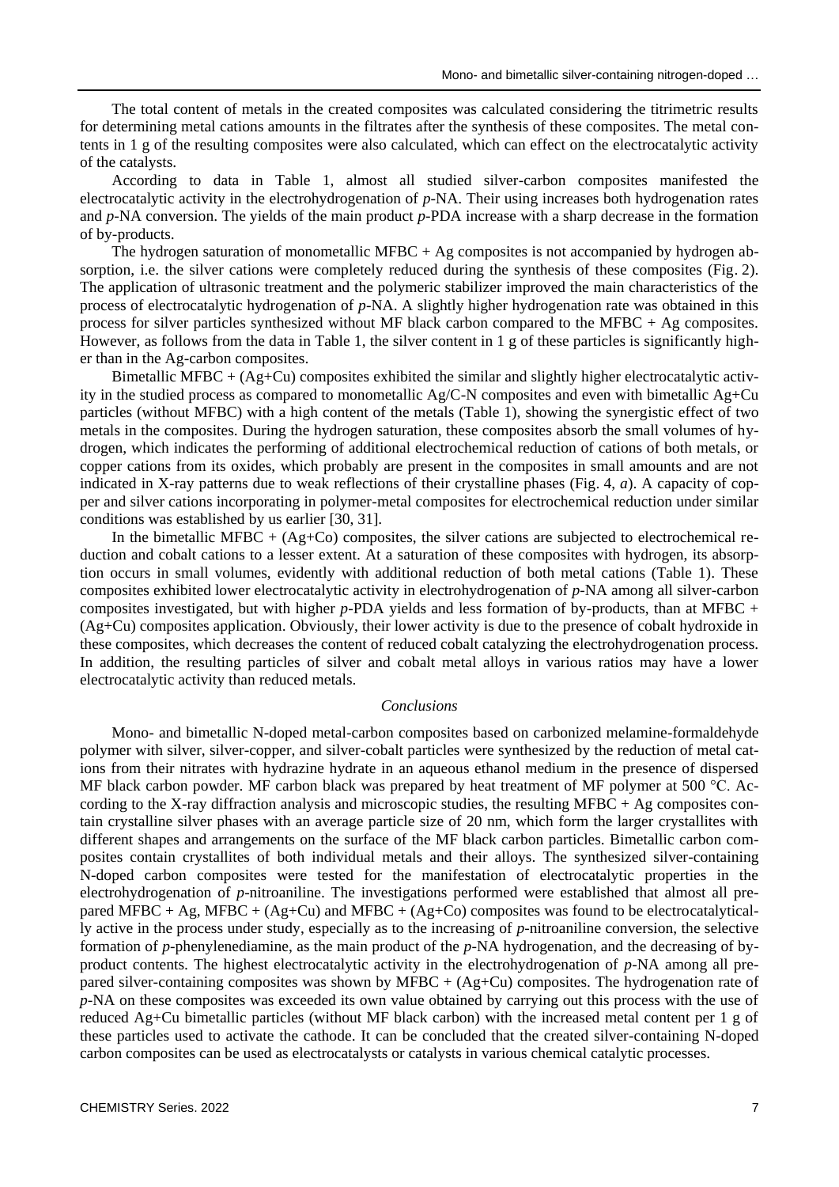The total content of metals in the created composites was calculated considering the titrimetric results for determining metal cations amounts in the filtrates after the synthesis of these composites. The metal contents in 1 g of the resulting composites were also calculated, which can effect on the electrocatalytic activity of the catalysts.

According to data in Table 1, almost all studied silver-carbon composites manifested the electrocatalytic activity in the electrohydrogenation of *p*-NA. Their using increases both hydrogenation rates and *p*-NA conversion. The yields of the main product *p*-PDA increase with a sharp decrease in the formation of by-products.

The hydrogen saturation of monometallic MFBC + Ag composites is not accompanied by hydrogen absorption, i.e. the silver cations were completely reduced during the synthesis of these composites (Fig. 2). The application of ultrasonic treatment and the polymeric stabilizer improved the main characteristics of the process of electrocatalytic hydrogenation of *p*-NA. A slightly higher hydrogenation rate was obtained in this process for silver particles synthesized without MF black carbon compared to the MFBC + Ag composites. However, as follows from the data in Table 1, the silver content in 1 g of these particles is significantly higher than in the Ag-carbon composites.

Bimetallic MFBC + (Ag+Cu) composites exhibited the similar and slightly higher electrocatalytic activity in the studied process as compared to monometallic Ag/C-N composites and even with bimetallic Ag+Cu particles (without MFBC) with a high content of the metals (Table 1), showing the synergistic effect of two metals in the composites. During the hydrogen saturation, these composites absorb the small volumes of hydrogen, which indicates the performing of additional electrochemical reduction of cations of both metals, or copper cations from its oxides, which probably are present in the composites in small amounts and are not indicated in X-ray patterns due to weak reflections of their crystalline phases (Fig. 4, *a*). A capacity of copper and silver cations incorporating in polymer-metal composites for electrochemical reduction under similar conditions was established by us earlier [30, 31].

In the bimetallic MFBC + (Ag+Co) composites, the silver cations are subjected to electrochemical reduction and cobalt cations to a lesser extent. At a saturation of these composites with hydrogen, its absorption occurs in small volumes, evidently with additional reduction of both metal cations (Table 1). These composites exhibited lower electrocatalytic activity in electrohydrogenation of *p*-NA among all silver-carbon composites investigated, but with higher *p*-PDA yields and less formation of by-products, than at MFBC + (Ag+Cu) composites application. Obviously, their lower activity is due to the presence of cobalt hydroxide in these composites, which decreases the content of reduced cobalt catalyzing the electrohydrogenation process. In addition, the resulting particles of silver and cobalt metal alloys in various ratios may have a lower electrocatalytic activity than reduced metals.

## *Conclusions*

Mono- and bimetallic N-doped metal-carbon composites based on carbonized melamine-formaldehyde polymer with silver, silver-copper, and silver-cobalt particles were synthesized by the reduction of metal cations from their nitrates with hydrazine hydrate in an aqueous ethanol medium in the presence of dispersed MF black carbon powder. MF carbon black was prepared by heat treatment of MF polymer at 500 °C. According to the X-ray diffraction analysis and microscopic studies, the resulting MFBC + Ag composites contain crystalline silver phases with an average particle size of 20 nm, which form the larger crystallites with different shapes and arrangements on the surface of the MF black carbon particles. Bimetallic carbon composites contain crystallites of both individual metals and their alloys. The synthesized silver-containing N-doped carbon composites were tested for the manifestation of electrocatalytic properties in the electrohydrogenation of *p*-nitroaniline. The investigations performed were established that almost all prepared MFBC + Ag, MFBC + (Ag+Cu) and MFBC + (Ag+Co) composites was found to be electrocatalytically active in the process under study, especially as to the increasing of *p*-nitroaniline conversion, the selective formation of *p*-phenylenediamine, as the main product of the *p*-NA hydrogenation, and the decreasing of by-product contents. The highest electrocatalytic activity in the electrohydrogenation of *p*-NA among all prepared silver-containing composites was shown by MFBC + (Ag+Cu) composites. The hydrogenation rate of *p*-NA on these composites was exceeded its own value obtained by carrying out this process with the use of reduced Ag+Cu bimetallic particles (without MF black carbon) with the increased metal content per 1 g of these particles used to activate the cathode. It can be concluded that the created silver-containing N-doped carbon composites can be used as electrocatalysts or catalysts in various chemical catalytic processes.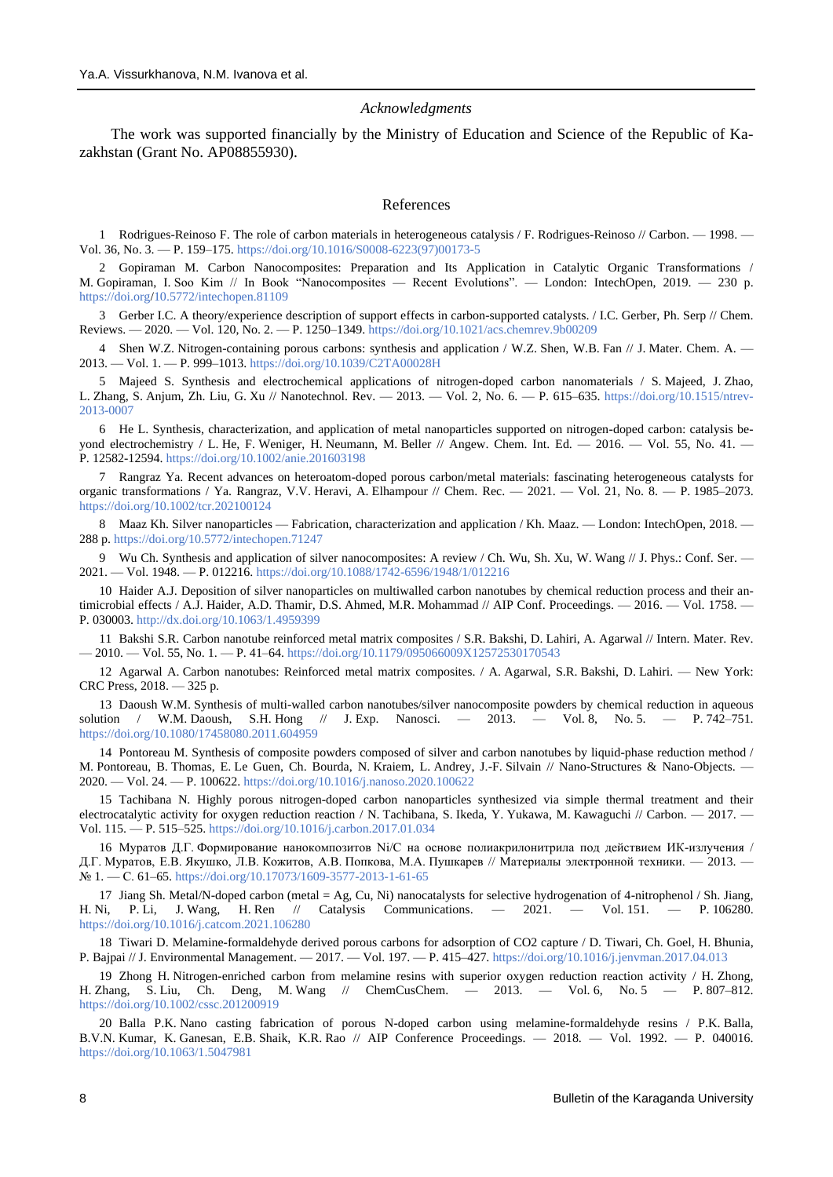*Acknowledgments*

The work was supported financially by the Ministry of Education and Science of the Republic of Kazakhstan (Grant No. AP08855930).

## References

1 Rodrigues-Reinoso F. The role of carbon materials in heterogeneous catalysis / F. Rodrigues-Reinoso // Carbon. — 1998. — Vol. 36, No. 3. — P. 159–175. https://doi.org/10.1016/S0008-6223(97)00173-5

2 Gopiraman M. Carbon Nanocomposites: Preparation and Its Application in Catalytic Organic Transformations / M. Gopiraman, I. Soo Kim // In Book "Nanocomposites — Recent Evolutions". — London: IntechOpen, 2019. — 230 p. https://doi.org/10.5772/intechopen.81109

3 Gerber I.C. A theory/experience description of support effects in carbon-supported catalysts. / I.C. Gerber, Ph. Serp // Chem. Reviews. — 2020. — Vol. 120, No. 2. — P. 1250–1349. https://doi.org/10.1021/acs.chemrev.9b00209

4 Shen W.Z. Nitrogen-containing porous carbons: synthesis and application / W.Z. Shen, W.B. Fan // J. Mater. Chem. A. — 2013. — Vol. 1. — P. 999–1013. https://doi.org/10.1039/C2TA00028H

5 Majeed S. Synthesis and electrochemical applications of nitrogen-doped carbon nanomaterials / S. Majeed, J. Zhao, L. Zhang, S. Anjum, Zh. Liu, G. Xu // Nanotechnol. Rev. — 2013. — Vol. 2, No. 6. — P. 615–635. https://doi.org/10.1515/ntrev-2013-0007

6 He L. Synthesis, characterization, and application of metal nanoparticles supported on nitrogen-doped carbon: catalysis beyond electrochemistry / L. He, F. Weniger, H. Neumann, M. Beller // Angew. Chem. Int. Ed. — 2016. — Vol. 55, No. 41. — P. 12582-12594. https://doi.org/10.1002/anie.201603198

7 Rangraz Ya. Recent advances on heteroatom-doped porous carbon/metal materials: fascinating heterogeneous catalysts for organic transformations / Ya. Rangraz, V.V. Heravi, A. Elhampour // Chem. Rec. — 2021. — Vol. 21, No. 8. — P. 1985–2073. https://doi.org/10.1002/tcr.202100124

8 Maaz Kh. Silver nanoparticles — Fabrication, characterization and application / Kh. Maaz. — London: IntechOpen, 2018. — 288 p. https://doi.org/10.5772/intechopen.71247

9 Wu Ch. Synthesis and application of silver nanocomposites: A review / Ch. Wu, Sh. Xu, W. Wang // J. Phys.: Conf. Ser. — 2021. — Vol. 1948. — P. 012216. https://doi.org/10.1088/1742-6596/1948/1/012216

10 Haider A.J. Deposition of silver nanoparticles on multiwalled carbon nanotubes by chemical reduction process and their antimicrobial effects / A.J. Haider, A.D. Thamir, D.S. Ahmed, M.R. Mohammad // AIP Conf. Proceedings. — 2016. — Vol. 1758. — P. 030003. http://dx.doi.org/10.1063/1.4959399

11 Bakshi S.R. Carbon nanotube reinforced metal matrix composites / S.R. Bakshi, D. Lahiri, A. Agarwal // Intern. Mater. Rev. — 2010. — Vol. 55, No. 1. — P. 41–64. https://doi.org/10.1179/095066009X12572530170543

12 Agarwal A. Carbon nanotubes: Reinforced metal matrix composites. / A. Agarwal, S.R. Bakshi, D. Lahiri. — New York: CRC Press, 2018. — 325 p.

13 Daoush W.M. Synthesis of multi-walled carbon nanotubes/silver nanocomposite powders by chemical reduction in aqueous solution / W.M. Daoush, S.H. Hong // J. Exp. Nanosci. — 2013. — Vol. 8, No. 5. — P. 742–751. https://doi.org/10.1080/17458080.2011.604959

14 Pontoreau M. Synthesis of composite powders composed of silver and carbon nanotubes by liquid-phase reduction method / M. Pontoreau, B. Thomas, E. Le Guen, Ch. Bourda, N. Kraiem, L. Andrey, J.-F. Silvain // Nano-Structures & Nano-Objects. — 2020. — Vol. 24. — P. 100622. https://doi.org/10.1016/j.nanoso.2020.100622

15 Tachibana N. Highly porous nitrogen-doped carbon nanoparticles synthesized via simple thermal treatment and their electrocatalytic activity for oxygen reduction reaction / N. Tachibana, S. Ikeda, Y. Yukawa, M. Kawaguchi // Carbon. — 2017. — Vol. 115. — P. 515–525. https://doi.org/10.1016/j.carbon.2017.01.034

16 Муратов Д.Г. Формирование нанокомпозитов Ni/C на основе полиакрилонитрила под действием ИК-излучения / Д.Г. Муратов, Е.В. Якушко, Л.В. Кожитов, А.В. Попкова, М.А. Пушкарев // Материалы электронной техники. — 2013. — № 1. — С. 61–65. https://doi.org/10.17073/1609-3577-2013-1-61-65

17 Jiang Sh. Metal/N-doped carbon (metal = Ag, Cu, Ni) nanocatalysts for selective hydrogenation of 4-nitrophenol / Sh. Jiang, H. Ni, P. Li, J. Wang, H. Ren // Catalysis Communications. — 2021. — Vol. 151. — P. 106280. https://doi.org/10.1016/j.catcom.2021.106280

18 Tiwari D. Melamine-formaldehyde derived porous carbons for adsorption of CO2 capture / D. Tiwari, Ch. Goel, H. Bhunia, P. Bajpai // J. Environmental Management. — 2017. — Vol. 197. — P. 415–427. https://doi.org/10.1016/j.jenvman.2017.04.013

19 Zhong H. Nitrogen-enriched carbon from melamine resins with superior oxygen reduction reaction activity / H. Zhong, H. Zhang, S. Liu, Ch. Deng, M. Wang // ChemCusChem. — 2013. — Vol. 6, No. 5 — P. 807–812. https://doi.org/10.1002/cssc.201200919

20 Balla P.K. Nano casting fabrication of porous N-doped carbon using melamine-formaldehyde resins / P.K. Balla, B.V.N. Kumar, K. Ganesan, E.B. Shaik, K.R. Rao // AIP Conference Proceedings. — 2018. — Vol. 1992. — P. 040016. https://doi.org/10.1063/1.5047981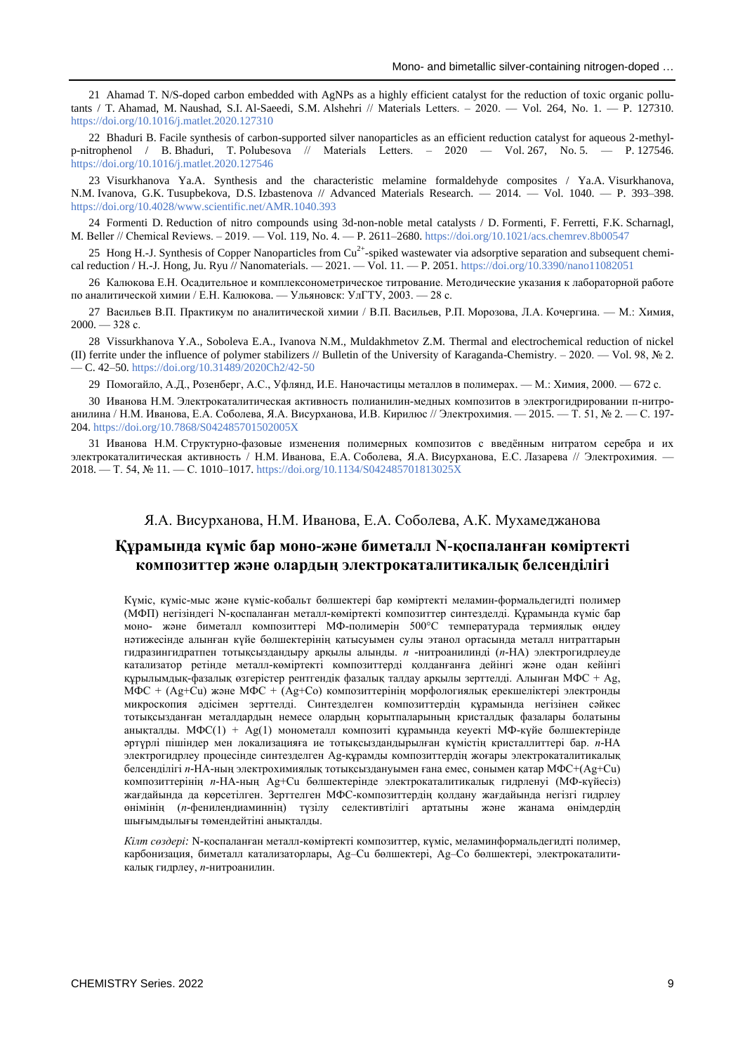21 Ahamad T. N/S-doped carbon embedded with AgNPs as a highly efficient catalyst for the reduction of toxic organic pollutants / T. Ahamad, M. Naushad, S.I. Al-Saeedi, S.M. Alshehri // Materials Letters. – 2020. — Vol. 264, No. 1. — P. 127310. https://doi.org/10.1016/j.matlet.2020.127310

22 Bhaduri B. Facile synthesis of carbon-supported silver nanoparticles as an efficient reduction catalyst for aqueous 2-methyl-p-nitrophenol / B. Bhaduri, T. Polubesova // Materials Letters. – 2020 — Vol. 267, No. 5. — P. 127546. https://doi.org/10.1016/j.matlet.2020.127546

23 Visurkhanova Ya.A. Synthesis and the characteristic melamine formaldehyde composites / Ya.A. Visurkhanova, N.M. Ivanova, G.K. Tusupbekova, D.S. Izbastenova // Advanced Materials Research. — 2014. — Vol. 1040. — P. 393–398. https://doi.org/10.4028/www.scientific.net/AMR.1040.393

24 Formenti D. Reduction of nitro compounds using 3d-non-noble metal catalysts / D. Formenti, F. Ferretti, F.K. Scharnagl, M. Beller // Chemical Reviews. – 2019. — Vol. 119, No. 4. — P. 2611–2680. https://doi.org/10.1021/acs.chemrev.8b00547

25 Hong H.-J. Synthesis of Copper Nanoparticles from $Cu^{2+}$-spiked wastewater via adsorptive separation and subsequent chemical reduction / H.-J. Hong, Ju. Ryu // Nanomaterials. — 2021. — Vol. 11. — P. 2051. https://doi.org/10.3390/nano11082051

26 Калюкова Е.Н. Осадительное и комплексонометрическое титрование. Методические указания к лабораторной работе по аналитической химии / Е.Н. Калюкова. — Ульяновск: УлГТУ, 2003. — 28 с.

27 Васильев В.П. Практикум по аналитической химии / В.П. Васильев, Р.П. Морозова, Л.А. Кочергина. — М.: Химия, 2000. — 328 с.

28 Vissurkhanova Y.A., Soboleva E.A., Ivanova N.M., Muldakhmetov Z.M. Thermal and electrochemical reduction of nickel (II) ferrite under the influence of polymer stabilizers // Bulletin of the University of Karaganda-Chemistry. – 2020. — Vol. 98, № 2. — C. 42–50. https://doi.org/10.31489/2020Ch2/42-50

29 Помогайло, А.Д., Розенберг, А.С., Уфлянд, И.Е. Наночастицы металлов в полимерах. — М.: Химия, 2000. — 672 с.

30 Иванова Н.М. Электрокаталитическая активность полианилин-медных композитов в электрогидрировании п-нитроанилина / Н.М. Иванова, Е.А. Соболева, Я.А. Висурханова, И.В. Кирилюс // Электрохимия. — 2015. — Т. 51, № 2. — С. 197-204. https://doi.org/10.7868/S042485701502005X

31 Иванова Н.М. Структурно-фазовые изменения полимерных композитов с введённым нитратом серебра и их электрокаталитическая активность / Н.М. Иванова, Е.А. Соболева, Я.А. Висурханова, Е.С. Лазарева // Электрохимия. — 2018. — Т. 54, № 11. — С. 1010–1017. https://doi.org/10.1134/S042485701813025X

Я.А. Висурханова, Н.М. Иванова, Е.А. Соболева, А.К. Мухамеджанова

## Құрамында күміс бар моно-және биметалл N-қоспаланған көміртекті композиттер және олардың электрокаталитикалық белсенділігі

Күміс, күміс-мыс және күміс-кобальт бөлшектері бар көміртекті меламин-формальдегидті полимер (МФП) негізіндегі N-қоспаланған металл-көміртекті композиттер синтезделді. Құрамында күміс бар моно- және биметалл композиттері МФ-полимерін 500°С температурада термиялық өңдеу нәтижесінде алынған күйе бөлшектерінің қатысуымен сулы этанол ортасында металл нитраттарын гидразингидратпен тотықсыздандыру арқылы алынды. *п* -нитроанилинді (*п*-НА) электрогидрлеуде катализатор ретінде металл-көміртекті композиттерді қолданғанға дейінгі және одан кейінгі құрылымдық-фазалық өзгерістер рентгендік фазалық талдау арқылы зерттелді. Алынған МФС + Ag, МФС + (Ag+Cu) және МФС + (Ag+Co) композиттерінің морфологиялық ерекшеліктері электронды микроскопия әдісімен зерттелді. Синтезделген композиттердің құрамында негізінен сәйкес тотықсызданған металдардың немесе олардың қорытпаларының кристалдық фазалары болатыны анықталды. МФС(1) + Ag(1) монометалл композиті құрамында кеуекті МФ-күйе бөлшектерінде әртүрлі пішіндер мен локализацияға ие тотықсыздандырылған күмістің кристаллиттері бар. *п*-НА электрогидрлеу процесінде синтезделген Ag-құрамды композиттердің жоғары электрокаталитикалық белсенділігі *п*-НА-ның электрохимиялық тотықсыздануымен ғана емес, сонымен қатар МФС+(Ag+Cu) композиттерінің *п*-НА-ның Ag+Cu бөлшектерінде электрокаталитикалық гидрленуі (МФ-күйесіз) жағдайында да көрсетілген. Зерттелген МФС-композиттердің қолдану жағдайында негізгі гидрлеу өнімінің (*п*-фенилендиаминнің) түзілу селективтілігі артатыны және жанама өнімдердің шығымдылығы төмендейтіні анықталды.

*Кілт сөздері:* N-қоспаланған металл-көміртекті композиттер, күміс, меламинформальдегидті полимер, карбонизация, биметалл катализаторлары, Ag–Cu бөлшектері, Ag–Co бөлшектері, электрокаталитикалық гидрлеу, *п*-нитроанилин.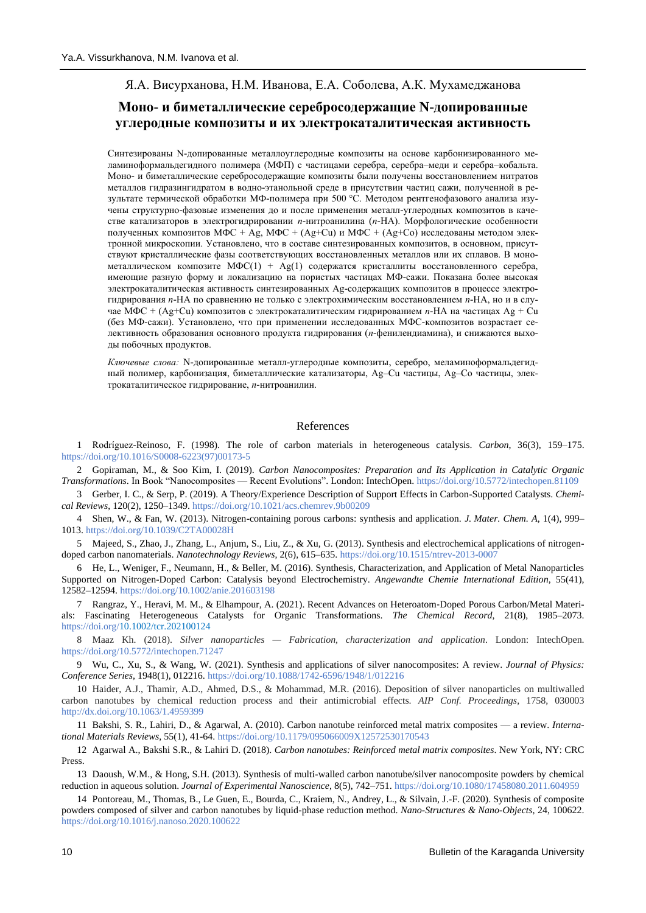Я.А. Висурханова, Н.М. Иванова, Е.А. Соболева, А.К. Мухамеджанова

## Моно- и биметаллические серебросодержащие N-допированные углеродные композиты и их электрокаталитическая активность

Синтезированы N-допированные металлоуглеродные композиты на основе карбонизированного меламиноформальдегидного полимера (МФП) с частицами серебра, серебра–меди и серебра–кобальта. Моно- и биметаллические серебросодержащие композиты были получены восстановлением нитратов металлов гидразингидратом в водно-этанольной среде в присутствии частиц сажи, полученной в результате термической обработки МФ-полимера при 500 °С. Методом рентгенофазового анализа изучены структурно-фазовые изменения до и после применения металл-углеродных композитов в качестве катализаторов в электрогидрировании *п*-нитроанилина (*п*-НА). Морфологические особенности полученных композитов МФС + Ag, МФС + (Ag+Cu) и МФС + (Ag+Co) исследованы методом электронной микроскопии. Установлено, что в составе синтезированных композитов, в основном, присутствуют кристаллические фазы соответствующих восстановленных металлов или их сплавов. В монометаллическом композите МФС(1) + Ag(1) содержатся кристаллиты восстановленного серебра, имеющие разную форму и локализацию на пористых частицах МФ-сажи. Показана более высокая электрокаталитическая активность синтезированных Ag-содержащих композитов в процессе электрогидрирования *п*-НА по сравнению не только с электрохимическим восстановлением *п*-НА, но и в случае МФС + (Ag+Cu) композитов с электрокаталитическим гидрированием *п*-НА на частицах Ag + Cu (без МФ-сажи). Установлено, что при применении исследованных МФС-композитов возрастает селективность образования основного продукта гидрирования (*п*-фенилендиамина), и снижаются выходы побочных продуктов.

*Ключевые слова:* N-допированные металл-углеродные композиты, серебро, меламиноформальдегидный полимер, карбонизация, биметаллические катализаторы, Ag–Cu частицы, Ag–Co частицы, электрокаталитическое гидрирование, *п*-нитроанилин.

## References

1 Rodríguez-Reinoso, F. (1998). The role of carbon materials in heterogeneous catalysis. *Carbon*, 36(3), 159–175. https://doi.org/10.1016/S0008-6223(97)00173-5

2 Gopiraman, M., & Soo Kim, I. (2019). *Carbon Nanocomposites: Preparation and Its Application in Catalytic Organic Transformations*. In Book "Nanocomposites — Recent Evolutions". London: IntechOpen. https://doi.org/10.5772/intechopen.81109

3 Gerber, I. C., & Serp, P. (2019). A Theory/Experience Description of Support Effects in Carbon-Supported Catalysts. *Chemical Reviews*, 120(2), 1250–1349. https://doi.org/10.1021/acs.chemrev.9b00209

4 Shen, W., & Fan, W. (2013). Nitrogen-containing porous carbons: synthesis and application. *J. Mater. Chem. A*, 1(4), 999–1013. https://doi.org/10.1039/C2TA00028H

5 Majeed, S., Zhao, J., Zhang, L., Anjum, S., Liu, Z., & Xu, G. (2013). Synthesis and electrochemical applications of nitrogen-doped carbon nanomaterials. *Nanotechnology Reviews*, 2(6), 615–635. https://doi.org/10.1515/ntrev-2013-0007

6 He, L., Weniger, F., Neumann, H., & Beller, M. (2016). Synthesis, Characterization, and Application of Metal Nanoparticles Supported on Nitrogen-Doped Carbon: Catalysis beyond Electrochemistry. *Angewandte Chemie International Edition*, 55(41), 12582–12594. https://doi.org/10.1002/anie.201603198

7 Rangraz, Y., Heravi, M. M., & Elhampour, A. (2021). Recent Advances on Heteroatom-Doped Porous Carbon/Metal Materials: Fascinating Heterogeneous Catalysts for Organic Transformations. *The Chemical Record*, 21(8), 1985–2073. https://doi.org/10.1002/tcr.202100124

8 Maaz Kh. (2018). *Silver nanoparticles — Fabrication, characterization and application*. London: IntechOpen. https://doi.org/10.5772/intechopen.71247

9 Wu, C., Xu, S., & Wang, W. (2021). Synthesis and applications of silver nanocomposites: A review. *Journal of Physics: Conference Series*, 1948(1), 012216. https://doi.org/10.1088/1742-6596/1948/1/012216

10 Haider, A.J., Thamir, A.D., Ahmed, D.S., & Mohammad, M.R. (2016). Deposition of silver nanoparticles on multiwalled carbon nanotubes by chemical reduction process and their antimicrobial effects. *AIP Conf. Proceedings*, 1758, 030003 http://dx.doi.org/10.1063/1.4959399

11 Bakshi, S. R., Lahiri, D., & Agarwal, A. (2010). Carbon nanotube reinforced metal matrix composites — a review. *International Materials Reviews*, 55(1), 41-64. https://doi.org/10.1179/095066009X12572530170543

12 Agarwal A., Bakshi S.R., & Lahiri D. (2018). *Carbon nanotubes: Reinforced metal matrix composites*. New York, NY: CRC Press.

13 Daoush, W.M., & Hong, S.H. (2013). Synthesis of multi-walled carbon nanotube/silver nanocomposite powders by chemical reduction in aqueous solution. *Journal of Experimental Nanoscience*, 8(5), 742–751. https://doi.org/10.1080/17458080.2011.604959

14 Pontoreau, M., Thomas, B., Le Guen, E., Bourda, C., Kraiem, N., Andrey, L., & Silvain, J.-F. (2020). Synthesis of composite powders composed of silver and carbon nanotubes by liquid-phase reduction method. *Nano-Structures & Nano-Objects*, 24, 100622. https://doi.org/10.1016/j.nanoso.2020.100622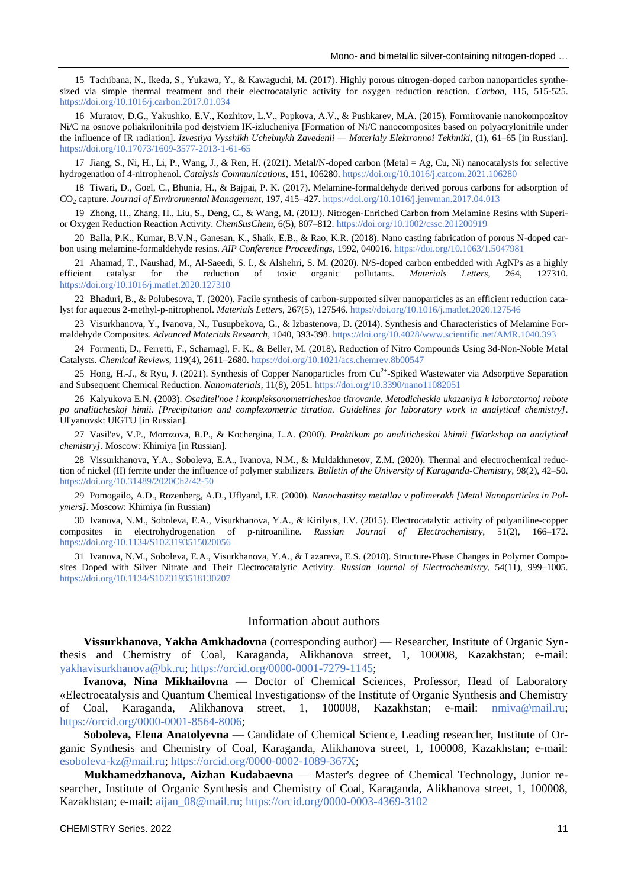15 Tachibana, N., Ikeda, S., Yukawa, Y., & Kawaguchi, M. (2017). Highly porous nitrogen-doped carbon nanoparticles synthesized via simple thermal treatment and their electrocatalytic activity for oxygen reduction reaction. *Carbon*, 115, 515-525. https://doi.org/10.1016/j.carbon.2017.01.034

16 Muratov, D.G., Yakushko, E.V., Kozhitov, L.V., Popkova, A.V., & Pushkarev, M.A. (2015). Formirovanie nanokompozitov Ni/C na osnove poliakrilonitrila pod dejstviem IK-izlucheniya [Formation of Ni/C nanocomposites based on polyacrylonitrile under the influence of IR radiation]. *Izvestiya Vysshikh Uchebnykh Zavedenii — Materialy Elektronnoi Tekhniki*, (1), 61–65 [in Russian]. https://doi.org/10.17073/1609-3577-2013-1-61-65

17 Jiang, S., Ni, H., Li, P., Wang, J., & Ren, H. (2021). Metal/N-doped carbon (Metal = Ag, Cu, Ni) nanocatalysts for selective hydrogenation of 4-nitrophenol. *Catalysis Communications*, 151, 106280. https://doi.org/10.1016/j.catcom.2021.106280

18 Tiwari, D., Goel, C., Bhunia, H., & Bajpai, P. K. (2017). Melamine-formaldehyde derived porous carbons for adsorption of $CO_2$ capture. *Journal of Environmental Management*, 197, 415–427. https://doi.org/10.1016/j.jenvman.2017.04.013

19 Zhong, H., Zhang, H., Liu, S., Deng, C., & Wang, M. (2013). Nitrogen-Enriched Carbon from Melamine Resins with Superior Oxygen Reduction Reaction Activity. *ChemSusChem*, 6(5), 807–812. https://doi.org/10.1002/cssc.201200919

20 Balla, P.K., Kumar, B.V.N., Ganesan, K., Shaik, E.B., & Rao, K.R. (2018). Nano casting fabrication of porous N-doped carbon using melamine-formaldehyde resins. *AIP Conference Proceedings*, 1992, 040016. https://doi.org/10.1063/1.5047981

21 Ahamad, T., Naushad, M., Al-Saeedi, S. I., & Alshehri, S. M. (2020). N/S-doped carbon embedded with AgNPs as a highly efficient catalyst for the reduction of toxic organic pollutants. *Materials Letters*, 264, 127310. https://doi.org/10.1016/j.matlet.2020.127310

22 Bhaduri, B., & Polubesova, T. (2020). Facile synthesis of carbon-supported silver nanoparticles as an efficient reduction catalyst for aqueous 2-methyl-p-nitrophenol. *Materials Letters*, 267(5), 127546. https://doi.org/10.1016/j.matlet.2020.127546

23 Visurkhanova, Y., Ivanova, N., Tusupbekova, G., & Izbastenova, D. (2014). Synthesis and Characteristics of Melamine Formaldehyde Composites. *Advanced Materials Research*, 1040, 393-398. https://doi.org/10.4028/www.scientific.net/AMR.1040.393

24 Formenti, D., Ferretti, F., Scharnagl, F. K., & Beller, M. (2018). Reduction of Nitro Compounds Using 3d-Non-Noble Metal Catalysts. *Chemical Reviews*, 119(4), 2611–2680. https://doi.org/10.1021/acs.chemrev.8b00547

25 Hong, H.-J., & Ryu, J. (2021). Synthesis of Copper Nanoparticles from $Cu^{2+}$-Spiked Wastewater via Adsorptive Separation and Subsequent Chemical Reduction. *Nanomaterials*, 11(8), 2051. https://doi.org/10.3390/nano11082051

26 Kalyukova E.N. (2003). *Osaditel'noe i kompleksonometricheskoe titrovanie. Metodicheskie ukazaniya k laboratornoj rabote po analiticheskoj himii. [Precipitation and complexometric titration. Guidelines for laboratory work in analytical chemistry]*. Ul'yanovsk: UlGTU [in Russian].

27 Vasil'ev, V.P., Morozova, R.P., & Kochergina, L.A. (2000). *Praktikum po analiticheskoi khimii [Workshop on analytical chemistry]*. Moscow: Khimiya [in Russian].

28 Vissurkhanova, Y.A., Soboleva, E.A., Ivanova, N.M., & Muldakhmetov, Z.M. (2020). Thermal and electrochemical reduction of nickel (II) ferrite under the influence of polymer stabilizers. *Bulletin of the University of Karaganda-Chemistry*, 98(2), 42–50. https://doi.org/10.31489/2020Ch2/42-50

29 Pomogailo, A.D., Rozenberg, A.D., Uflyand, I.E. (2000). *Nanochastitsy metallov v polimerakh [Metal Nanoparticles in Polymers]*. Moscow: Khimiya (in Russian)

30 Ivanova, N.M., Soboleva, E.A., Visurkhanova, Y.A., & Kirilyus, I.V. (2015). Electrocatalytic activity of polyaniline-copper composites in electrohydrogenation of p-nitroaniline. *Russian Journal of Electrochemistry*, 51(2), 166–172. https://doi.org/10.1134/S1023193515020056

31 Ivanova, N.M., Soboleva, E.A., Visurkhanova, Y.A., & Lazareva, E.S. (2018). Structure-Phase Changes in Polymer Composites Doped with Silver Nitrate and Their Electrocatalytic Activity. *Russian Journal of Electrochemistry*, 54(11), 999–1005. https://doi.org/10.1134/S1023193518130207

## Information about authors

**Vissurkhanova, Yakha Amkhadovna** (corresponding author) — Researcher, Institute of Organic Synthesis and Chemistry of Coal, Karaganda, Alikhanova street, 1, 100008, Kazakhstan; e-mail: yakhavisurkhanova@bk.ru; https://orcid.org/0000-0001-7279-1145;

**Ivanova, Nina Mikhailovna** — Doctor of Chemical Sciences, Professor, Head of Laboratory «Electrocatalysis and Quantum Chemical Investigations» of the Institute of Organic Synthesis and Chemistry of Coal, Karaganda, Alikhanova street, 1, 100008, Kazakhstan; e-mail: nmiva@mail.ru; https://orcid.org/0000-0001-8564-8006;

**Soboleva, Elena Anatolyevna** — Candidate of Chemical Science, Leading researcher, Institute of Organic Synthesis and Chemistry of Coal, Karaganda, Alikhanova street, 1, 100008, Kazakhstan; e-mail: esoboleva-kz@mail.ru; https://orcid.org/0000-0002-1089-367X;

**Mukhamedzhanova, Aizhan Kudabaevna** — Master's degree of Chemical Technology, Junior researcher, Institute of Organic Synthesis and Chemistry of Coal, Karaganda, Alikhanova street, 1, 100008, Kazakhstan; e-mail: aijan_08@mail.ru; https://orcid.org/0000-0003-4369-3102